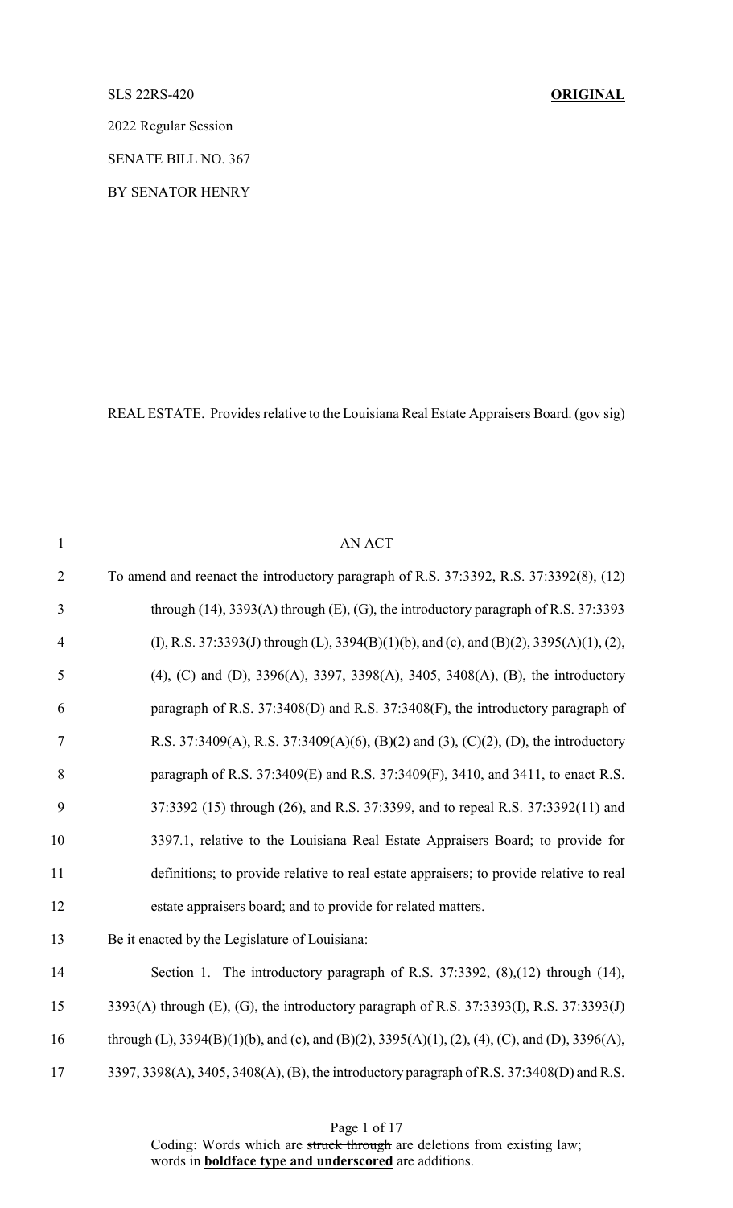SLS 22RS-420 **ORIGINAL**

2022 Regular Session

SENATE BILL NO. 367

BY SENATOR HENRY

REAL ESTATE. Provides relative to the Louisiana Real Estate Appraisers Board. (gov sig)

AN ACT

To amend and reenact the introductory paragraph of R.S. 37:3392, R.S. 37:3392(8), (12) through (14), 3393(A) through (E), (G), the introductory paragraph of R.S. 37:3393 (I), R.S. 37:3393(J) through (L), 3394(B)(1)(b), and (c), and (B)(2), 3395(A)(1), (2), (4), (C) and (D), 3396(A), 3397, 3398(A), 3405, 3408(A), (B), the introductory paragraph of R.S. 37:3408(D) and R.S. 37:3408(F), the introductory paragraph of R.S. 37:3409(A), R.S. 37:3409(A)(6), (B)(2) and (3), (C)(2), (D), the introductory paragraph of R.S. 37:3409(E) and R.S. 37:3409(F), 3410, and 3411, to enact R.S. 37:3392 (15) through (26), and R.S. 37:3399, and to repeal R.S. 37:3392(11) and 3397.1, relative to the Louisiana Real Estate Appraisers Board; to provide for definitions; to provide relative to real estate appraisers; to provide relative to real estate appraisers board; and to provide for related matters.

Be it enacted by the Legislature of Louisiana:

Section 1. The introductory paragraph of R.S. 37:3392, (8),(12) through (14), 3393(A) through (E), (G), the introductory paragraph of R.S. 37:3393(I), R.S. 37:3393(J) through (L), 3394(B)(1)(b), and (c), and (B)(2), 3395(A)(1), (2), (4), (C), and (D), 3396(A), 3397, 3398(A), 3405, 3408(A), (B), the introductory paragraph of R.S. 37:3408(D) and R.S.

Coding: Words which are ~~struck through~~ are deletions from existing law; words in **boldface type and underscored** are additions.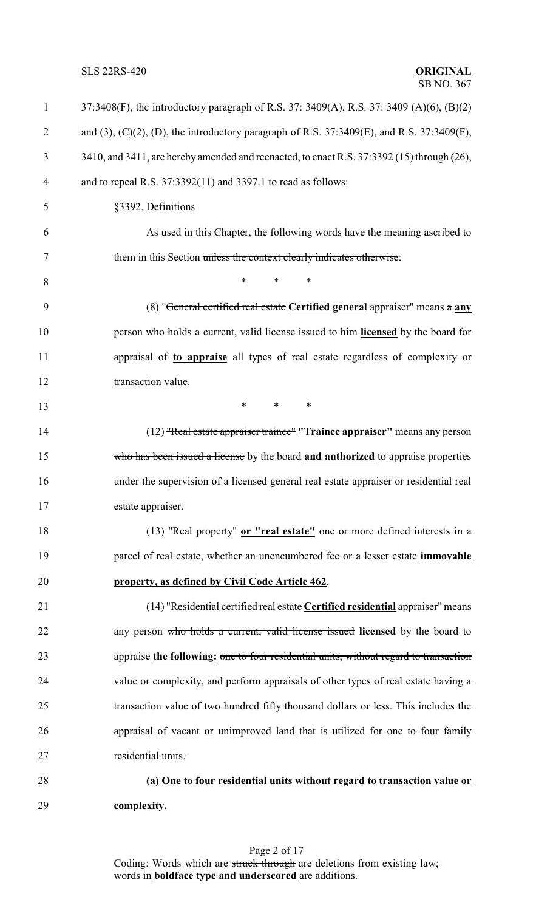37:3408(F), the introductory paragraph of R.S. 37: 3409(A), R.S. 37: 3409 (A)(6), (B)(2) and (3), (C)(2), (D), the introductory paragraph of R.S. 37:3409(E), and R.S. 37:3409(F), 3410, and 3411, are hereby amended and reenacted, to enact R.S. 37:3392 (15) through (26), and to repeal R.S. 37:3392(11) and 3397.1 to read as follows:

§3392. Definitions

As used in this Chapter, the following words have the meaning ascribed to them in this Section ~~unless the context clearly indicates otherwise~~:

\* \* \*

(8) "~~General certified real estate~~ **Certified general** appraiser" means ~~a~~ **any** person ~~who holds a current, valid license issued to him~~ **licensed** by the board ~~for appraisal of~~ **to appraise** all types of real estate regardless of complexity or transaction value.

\* \* \*

(12) ~~"Real estate appraiser trainee"~~ **"Trainee appraiser"** means any person ~~who has been issued a license~~ by the board **and authorized** to appraise properties under the supervision of a licensed general real estate appraiser or residential real estate appraiser.

(13) "Real property" **or "real estate"** ~~one or more defined interests in a parcel of real estate, whether an unencumbered fee or a lesser estate~~ **immovable property, as defined by Civil Code Article 462**.

(14) "~~Residential certified real estate~~ **Certified residential** appraiser" means any person ~~who holds a current, valid license issued~~ **licensed** by the board to appraise **the following:** ~~one to four residential units, without regard to transaction value or complexity, and perform appraisals of other types of real estate having a transaction value of two hundred fifty thousand dollars or less. This includes the appraisal of vacant or unimproved land that is utilized for one to four family residential units.~~

**(a) One to four residential units without regard to transaction value or complexity.**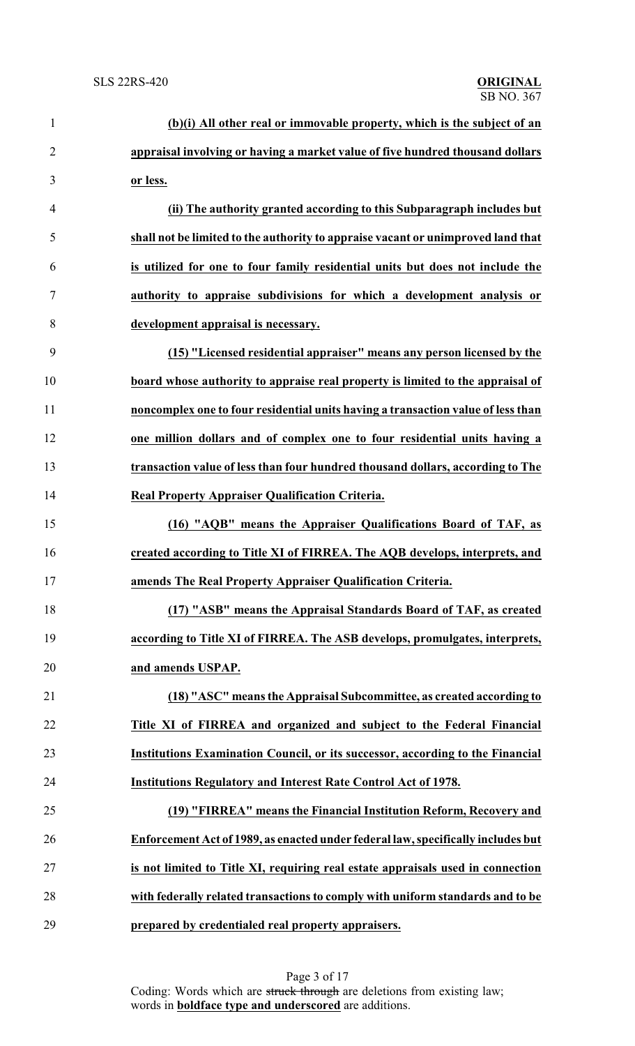**(b)(i) All other real or immovable property, which is the subject of an appraisal involving or having a market value of five hundred thousand dollars or less.**

**(ii) The authority granted according to this Subparagraph includes but shall not be limited to the authority to appraise vacant or unimproved land that is utilized for one to four family residential units but does not include the authority to appraise subdivisions for which a development analysis or development appraisal is necessary.**

**(15) "Licensed residential appraiser" means any person licensed by the board whose authority to appraise real property is limited to the appraisal of noncomplex one to four residential units having a transaction value of less than one million dollars and of complex one to four residential units having a transaction value of less than four hundred thousand dollars, according to The Real Property Appraiser Qualification Criteria.**

**(16) "AQB" means the Appraiser Qualifications Board of TAF, as created according to Title XI of FIRREA. The AQB develops, interprets, and amends The Real Property Appraiser Qualification Criteria.**

**(17) "ASB" means the Appraisal Standards Board of TAF, as created according to Title XI of FIRREA. The ASB develops, promulgates, interprets, and amends USPAP.**

**(18) "ASC" means the Appraisal Subcommittee, as created according to Title XI of FIRREA and organized and subject to the Federal Financial Institutions Examination Council, or its successor, according to the Financial Institutions Regulatory and Interest Rate Control Act of 1978.**

**(19) "FIRREA" means the Financial Institution Reform, Recovery and Enforcement Act of 1989, as enacted under federal law, specifically includes but is not limited to Title XI, requiring real estate appraisals used in connection with federally related transactions to comply with uniform standards and to be prepared by credentialed real property appraisers.**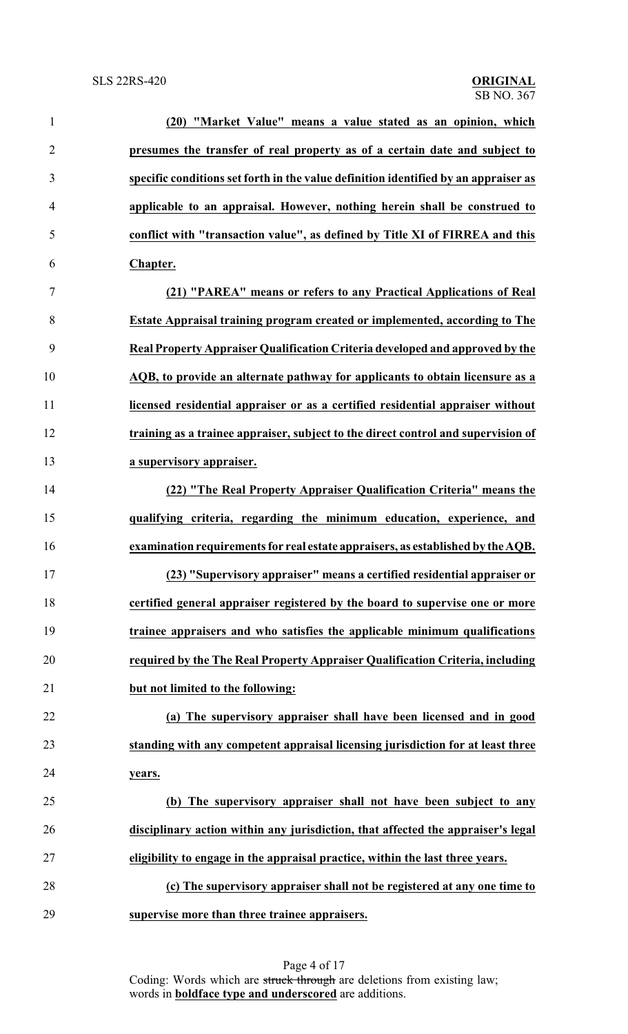**(20) "Market Value" means a value stated as an opinion, which presumes the transfer of real property as of a certain date and subject to specific conditions set forth in the value definition identified by an appraiser as applicable to an appraisal. However, nothing herein shall be construed to conflict with "transaction value", as defined by Title XI of FIRREA and this Chapter.**

**(21) "PAREA" means or refers to any Practical Applications of Real Estate Appraisal training program created or implemented, according to The Real Property Appraiser Qualification Criteria developed and approved by the AQB, to provide an alternate pathway for applicants to obtain licensure as a licensed residential appraiser or as a certified residential appraiser without training as a trainee appraiser, subject to the direct control and supervision of a supervisory appraiser.**

**(22) "The Real Property Appraiser Qualification Criteria" means the qualifying criteria, regarding the minimum education, experience, and examination requirements for real estate appraisers, as established by the AQB.**

**(23) "Supervisory appraiser" means a certified residential appraiser or certified general appraiser registered by the board to supervise one or more trainee appraisers and who satisfies the applicable minimum qualifications required by the The Real Property Appraiser Qualification Criteria, including but not limited to the following:**

**(a) The supervisory appraiser shall have been licensed and in good standing with any competent appraisal licensing jurisdiction for at least three years.**

**(b) The supervisory appraiser shall not have been subject to any disciplinary action within any jurisdiction, that affected the appraiser's legal eligibility to engage in the appraisal practice, within the last three years.**

**(c) The supervisory appraiser shall not be registered at any one time to supervise more than three trainee appraisers.**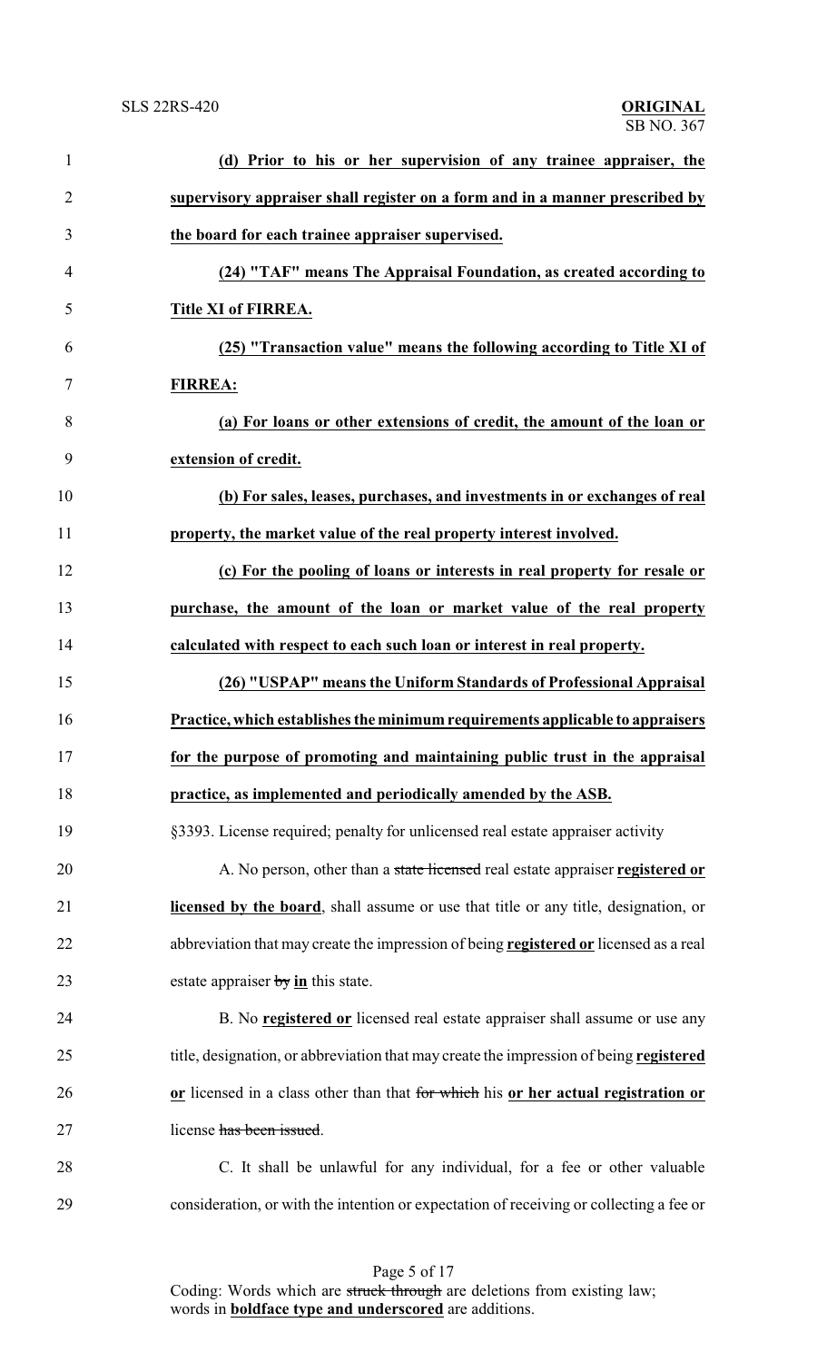**(d) Prior to his or her supervision of any trainee appraiser, the supervisory appraiser shall register on a form and in a manner prescribed by the board for each trainee appraiser supervised.**

**(24) "TAF" means The Appraisal Foundation, as created according to Title XI of FIRREA.**

**(25) "Transaction value" means the following according to Title XI of FIRREA:**

**(a) For loans or other extensions of credit, the amount of the loan or extension of credit.**

**(b) For sales, leases, purchases, and investments in or exchanges of real property, the market value of the real property interest involved.**

**(c) For the pooling of loans or interests in real property for resale or purchase, the amount of the loan or market value of the real property calculated with respect to each such loan or interest in real property.**

**(26) "USPAP" means the Uniform Standards of Professional Appraisal Practice, which establishes the minimum requirements applicable to appraisers for the purpose of promoting and maintaining public trust in the appraisal practice, as implemented and periodically amended by the ASB.**

§3393. License required; penalty for unlicensed real estate appraiser activity

A. No person, other than a ~~state licensed~~ real estate appraiser **registered or licensed by the board**, shall assume or use that title or any title, designation, or abbreviation that may create the impression of being **registered or** licensed as a real estate appraiser ~~by~~ **in** this state.

B. No **registered or** licensed real estate appraiser shall assume or use any title, designation, or abbreviation that may create the impression of being **registered or** licensed in a class other than that ~~for which~~ his **or her actual registration or** license ~~has been issued~~.

C. It shall be unlawful for any individual, for a fee or other valuable consideration, or with the intention or expectation of receiving or collecting a fee or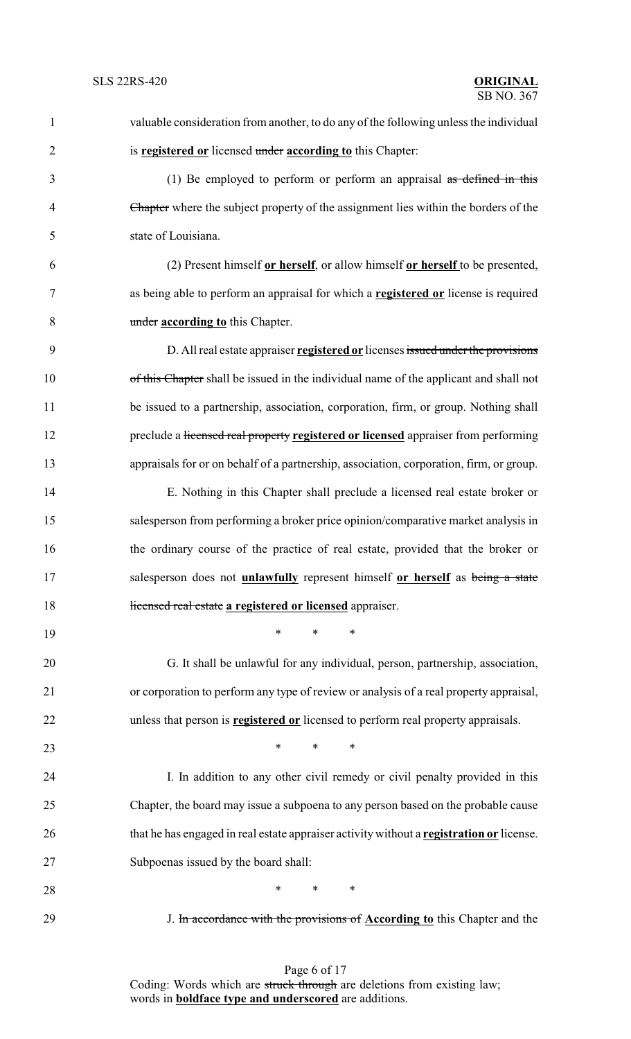valuable consideration from another, to do any of the following unless the individual is **registered or** licensed ~~under~~ **according to** this Chapter:

(1) Be employed to perform or perform an appraisal ~~as defined in this Chapter~~ where the subject property of the assignment lies within the borders of the state of Louisiana.

(2) Present himself **or herself**, or allow himself **or herself** to be presented, as being able to perform an appraisal for which a **registered or** license is required ~~under~~ **according to** this Chapter.

D. All real estate appraiser **registered or** licenses ~~issued under the provisions of this Chapter~~ shall be issued in the individual name of the applicant and shall not be issued to a partnership, association, corporation, firm, or group. Nothing shall preclude a ~~licensed real property~~ **registered or licensed** appraiser from performing appraisals for or on behalf of a partnership, association, corporation, firm, or group.

E. Nothing in this Chapter shall preclude a licensed real estate broker or salesperson from performing a broker price opinion/comparative market analysis in the ordinary course of the practice of real estate, provided that the broker or salesperson does not **unlawfully** represent himself **or herself** as ~~being a state licensed real estate~~ **a registered or licensed** appraiser.

\* \* \*

G. It shall be unlawful for any individual, person, partnership, association, or corporation to perform any type of review or analysis of a real property appraisal, unless that person is **registered or** licensed to perform real property appraisals.

\* \* \*

I. In addition to any other civil remedy or civil penalty provided in this Chapter, the board may issue a subpoena to any person based on the probable cause that he has engaged in real estate appraiser activity without a **registration or** license. Subpoenas issued by the board shall:

\* \* \*

J. ~~In accordance with the provisions of~~ **According to** this Chapter and the

Coding: Words which are ~~struck through~~ are deletions from existing law; words in **boldface type and underscored** are additions.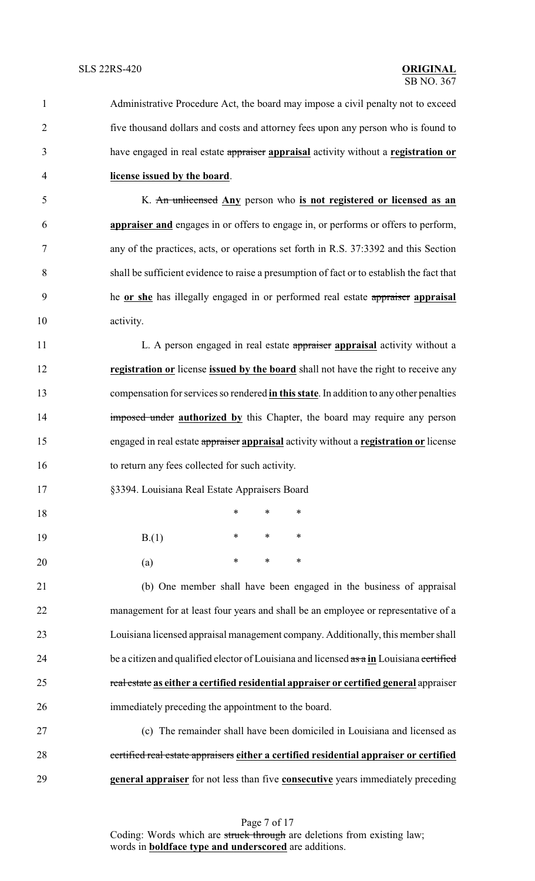Administrative Procedure Act, the board may impose a civil penalty not to exceed five thousand dollars and costs and attorney fees upon any person who is found to have engaged in real estate ~~appraiser~~ **appraisal** activity without a **registration or license issued by the board**.

K. ~~An unlicensed~~ **Any** person who **is not registered or licensed as an appraiser and** engages in or offers to engage in, or performs or offers to perform, any of the practices, acts, or operations set forth in R.S. 37:3392 and this Section shall be sufficient evidence to raise a presumption of fact or to establish the fact that he **or she** has illegally engaged in or performed real estate ~~appraiser~~ **appraisal** activity.

L. A person engaged in real estate ~~appraiser~~ **appraisal** activity without a **registration or** license **issued by the board** shall not have the right to receive any compensation for services so rendered **in this state**. In addition to any other penalties ~~imposed under~~ **authorized by** this Chapter, the board may require any person engaged in real estate ~~appraiser~~ **appraisal** activity without a **registration or** license to return any fees collected for such activity.

§3394. Louisiana Real Estate Appraisers Board

\* \* \*

B.(1) \* \* \*

(a) \* \* \*

(b) One member shall have been engaged in the business of appraisal management for at least four years and shall be an employee or representative of a Louisiana licensed appraisal management company. Additionally, this member shall be a citizen and qualified elector of Louisiana and licensed ~~as a~~ **in** Louisiana ~~certified real estate~~ **as either a certified residential appraiser or certified general** appraiser immediately preceding the appointment to the board.

(c) The remainder shall have been domiciled in Louisiana and licensed as ~~certified real estate appraisers~~ **either a certified residential appraiser or certified general appraiser** for not less than five **consecutive** years immediately preceding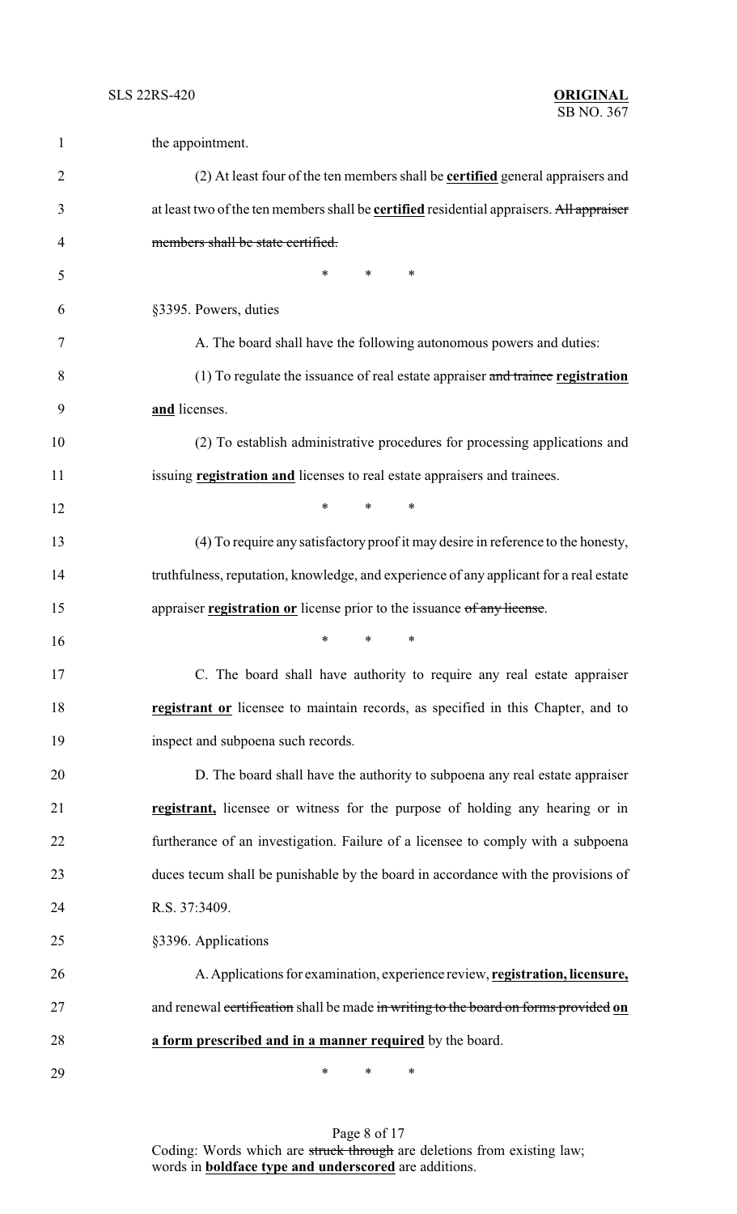the appointment.

(2) At least four of the ten members shall be **certified** general appraisers and at least two of the ten members shall be **certified** residential appraisers. ~~All appraiser members shall be state certified.~~

\* \* \*

§3395. Powers, duties

A. The board shall have the following autonomous powers and duties:

(1) To regulate the issuance of real estate appraiser ~~and trainee~~ **registration and** licenses.

(2) To establish administrative procedures for processing applications and issuing **registration and** licenses to real estate appraisers and trainees.

\* \* \*

(4) To require any satisfactory proof it may desire in reference to the honesty, truthfulness, reputation, knowledge, and experience of any applicant for a real estate appraiser **registration or** license prior to the issuance ~~of any license~~.

\* \* \*

C. The board shall have authority to require any real estate appraiser **registrant or** licensee to maintain records, as specified in this Chapter, and to inspect and subpoena such records.

D. The board shall have the authority to subpoena any real estate appraiser **registrant,** licensee or witness for the purpose of holding any hearing or in furtherance of an investigation. Failure of a licensee to comply with a subpoena duces tecum shall be punishable by the board in accordance with the provisions of R.S. 37:3409.

§3396. Applications

A. Applications for examination, experience review, **registration, licensure,** and renewal ~~certification~~ shall be made ~~in writing to the board on forms provided~~ **on a form prescribed and in a manner required** by the board.

\* \* \*

Coding: Words which are ~~struck through~~ are deletions from existing law; words in **boldface type and underscored** are additions.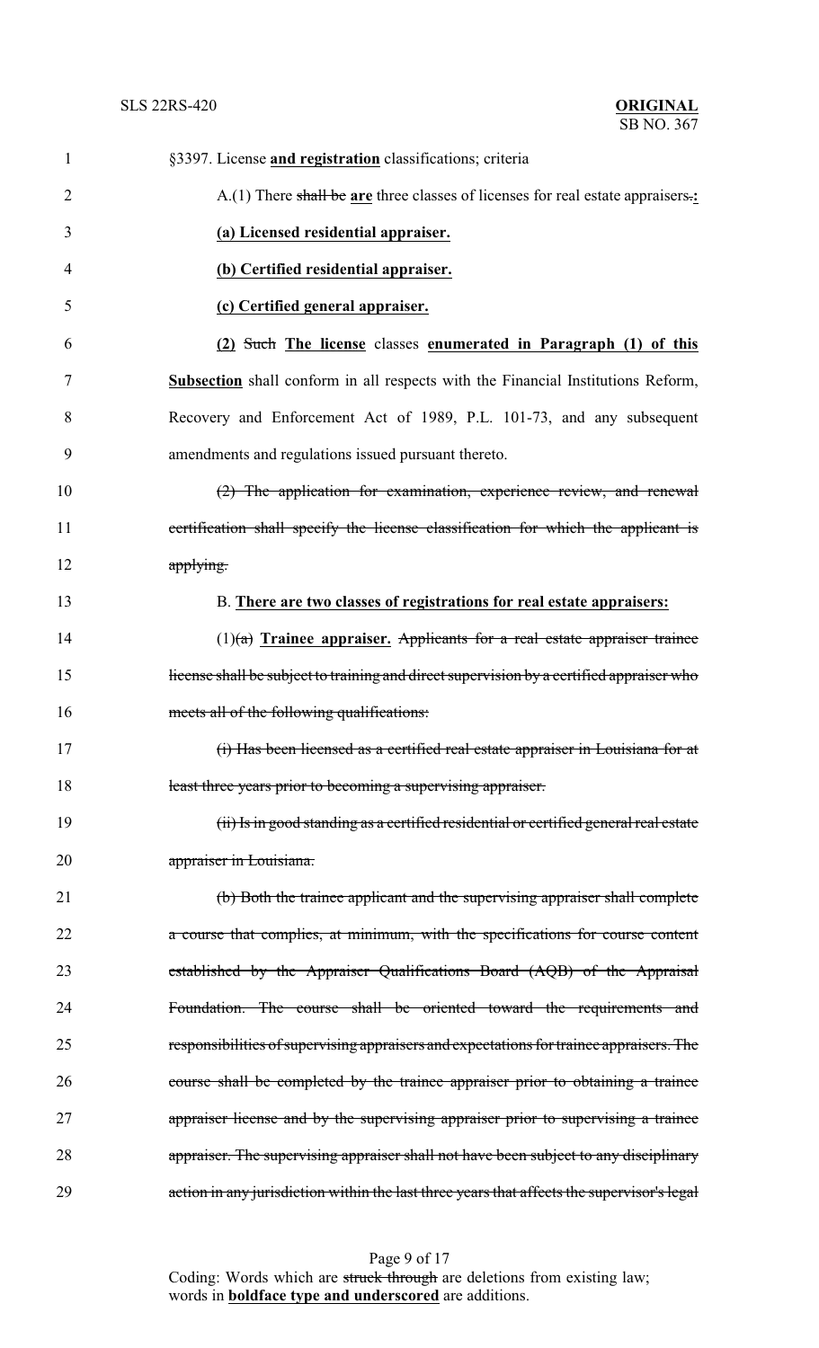§3397. License **and registration** classifications; criteria

A.(1) There ~~shall be~~ **are** three classes of licenses for real estate appraisers~~.~~**:**

**(a) Licensed residential appraiser.**

**(b) Certified residential appraiser.**

**(c) Certified general appraiser.**

**(2)** ~~Such~~ **The license** classes **enumerated in Paragraph (1) of this Subsection** shall conform in all respects with the Financial Institutions Reform, Recovery and Enforcement Act of 1989, P.L. 101-73, and any subsequent amendments and regulations issued pursuant thereto.

~~(2) The application for examination, experience review, and renewal certification shall specify the license classification for which the applicant is applying.~~

B. **There are two classes of registrations for real estate appraisers:**

(1)~~(a)~~ **Trainee appraiser.** ~~Applicants for a real estate appraiser trainee license shall be subject to training and direct supervision by a certified appraiser who meets all of the following qualifications:~~

~~(i) Has been licensed as a certified real estate appraiser in Louisiana for at least three years prior to becoming a supervising appraiser.~~

~~(ii) Is in good standing as a certified residential or certified general real estate appraiser in Louisiana.~~

~~(b) Both the trainee applicant and the supervising appraiser shall complete a course that complies, at minimum, with the specifications for course content established by the Appraiser Qualifications Board (AQB) of the Appraisal Foundation. The course shall be oriented toward the requirements and responsibilities of supervising appraisers and expectations for trainee appraisers. The course shall be completed by the trainee appraiser prior to obtaining a trainee appraiser license and by the supervising appraiser prior to supervising a trainee appraiser. The supervising appraiser shall not have been subject to any disciplinary action in any jurisdiction within the last three years that affects the supervisor's legal~~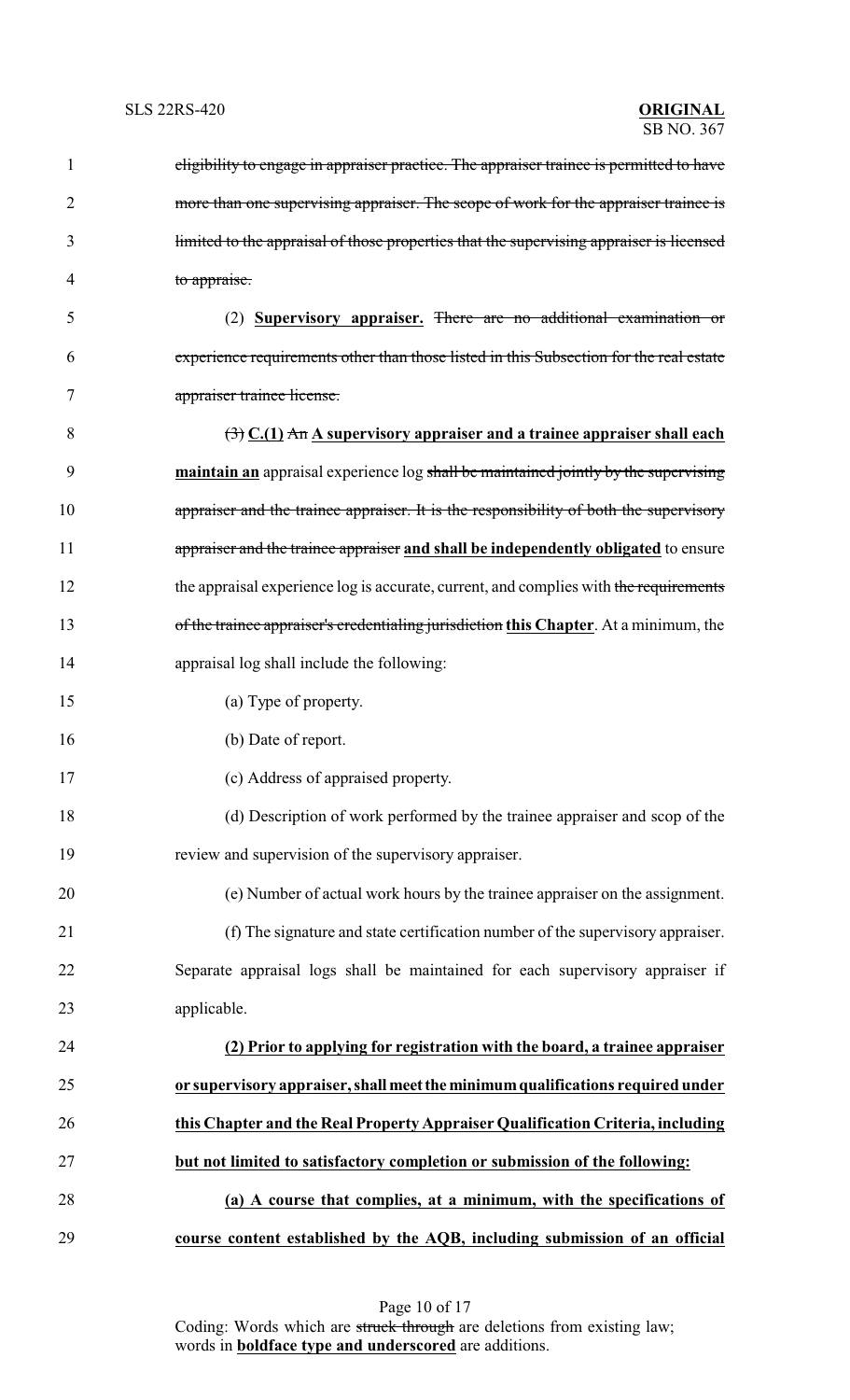~~eligibility to engage in appraiser practice. The appraiser trainee is permitted to have more than one supervising appraiser. The scope of work for the appraiser trainee is limited to the appraisal of those properties that the supervising appraiser is licensed to appraise.~~

(2) **Supervisory appraiser.** ~~There are no additional examination or experience requirements other than those listed in this Subsection for the real estate appraiser trainee license.~~

~~(3)~~ **C.(1)** ~~An~~ **A supervisory appraiser and a trainee appraiser shall each maintain an** appraisal experience log ~~shall be maintained jointly by the supervising appraiser and the trainee appraiser. It is the responsibility of both the supervisory appraiser and the trainee appraiser~~ **and shall be independently obligated** to ensure the appraisal experience log is accurate, current, and complies with ~~the requirements of the trainee appraiser's credentialing jurisdiction~~ **this Chapter**. At a minimum, the appraisal log shall include the following:

(a) Type of property.

(b) Date of report.

(c) Address of appraised property.

(d) Description of work performed by the trainee appraiser and scop of the review and supervision of the supervisory appraiser.

(e) Number of actual work hours by the trainee appraiser on the assignment.

(f) The signature and state certification number of the supervisory appraiser. Separate appraisal logs shall be maintained for each supervisory appraiser if applicable.

**(2) Prior to applying for registration with the board, a trainee appraiser or supervisory appraiser, shall meet the minimum qualifications required under this Chapter and the Real Property Appraiser Qualification Criteria, including but not limited to satisfactory completion or submission of the following:**

**(a) A course that complies, at a minimum, with the specifications of course content established by the AQB, including submission of an official**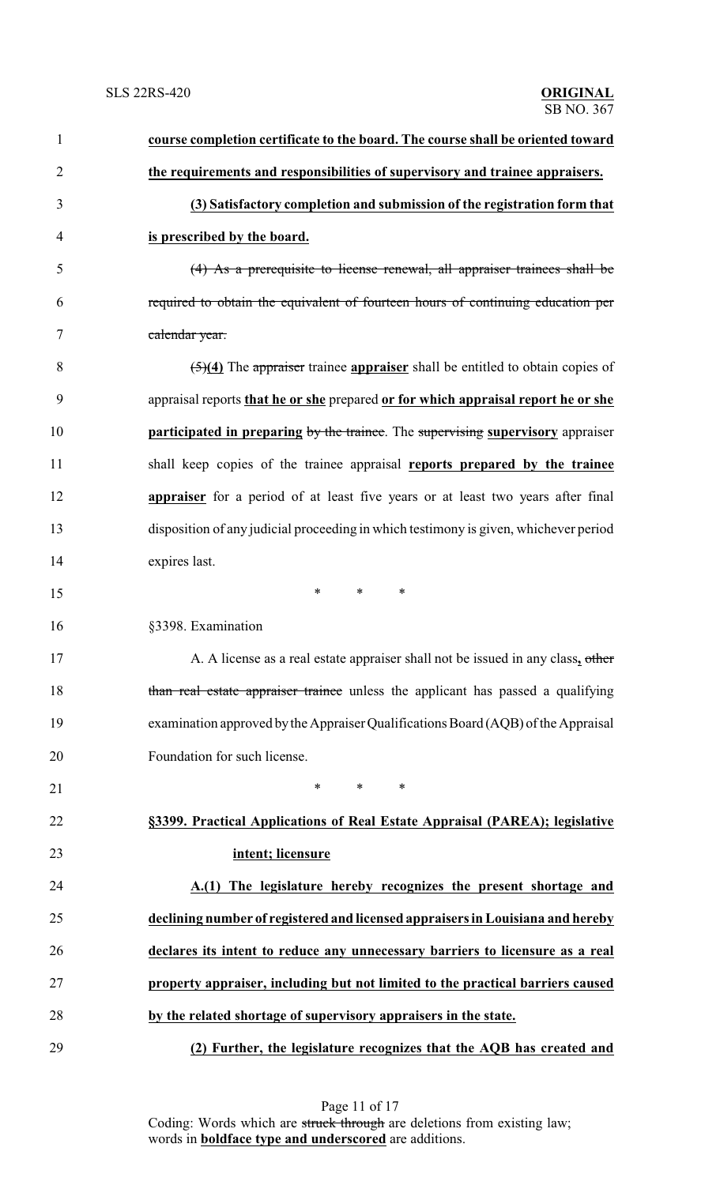**course completion certificate to the board. The course shall be oriented toward the requirements and responsibilities of supervisory and trainee appraisers.**

**(3) Satisfactory completion and submission of the registration form that is prescribed by the board.**

~~(4) As a prerequisite to license renewal, all appraiser trainees shall be required to obtain the equivalent of fourteen hours of continuing education per calendar year.~~

~~(5)~~**(4)** The ~~appraiser~~ trainee **appraiser** shall be entitled to obtain copies of appraisal reports **that he or she** prepared **or for which appraisal report he or she participated in preparing** ~~by the trainee~~. The ~~supervising~~ **supervisory** appraiser shall keep copies of the trainee appraisal **reports prepared by the trainee appraiser** for a period of at least five years or at least two years after final disposition of any judicial proceeding in which testimony is given, whichever period expires last.

\* \* \*

§3398. Examination

A. A license as a real estate appraiser shall not be issued in any class**,** ~~other than real estate appraiser trainee~~ unless the applicant has passed a qualifying examination approved by the Appraiser Qualifications Board (AQB) of the Appraisal Foundation for such license.

\* \* \*

**§3399. Practical Applications of Real Estate Appraisal (PAREA); legislative intent; licensure**

**A.(1) The legislature hereby recognizes the present shortage and declining number of registered and licensed appraisers in Louisiana and hereby declares its intent to reduce any unnecessary barriers to licensure as a real property appraiser, including but not limited to the practical barriers caused by the related shortage of supervisory appraisers in the state.**

**(2) Further, the legislature recognizes that the AQB has created and**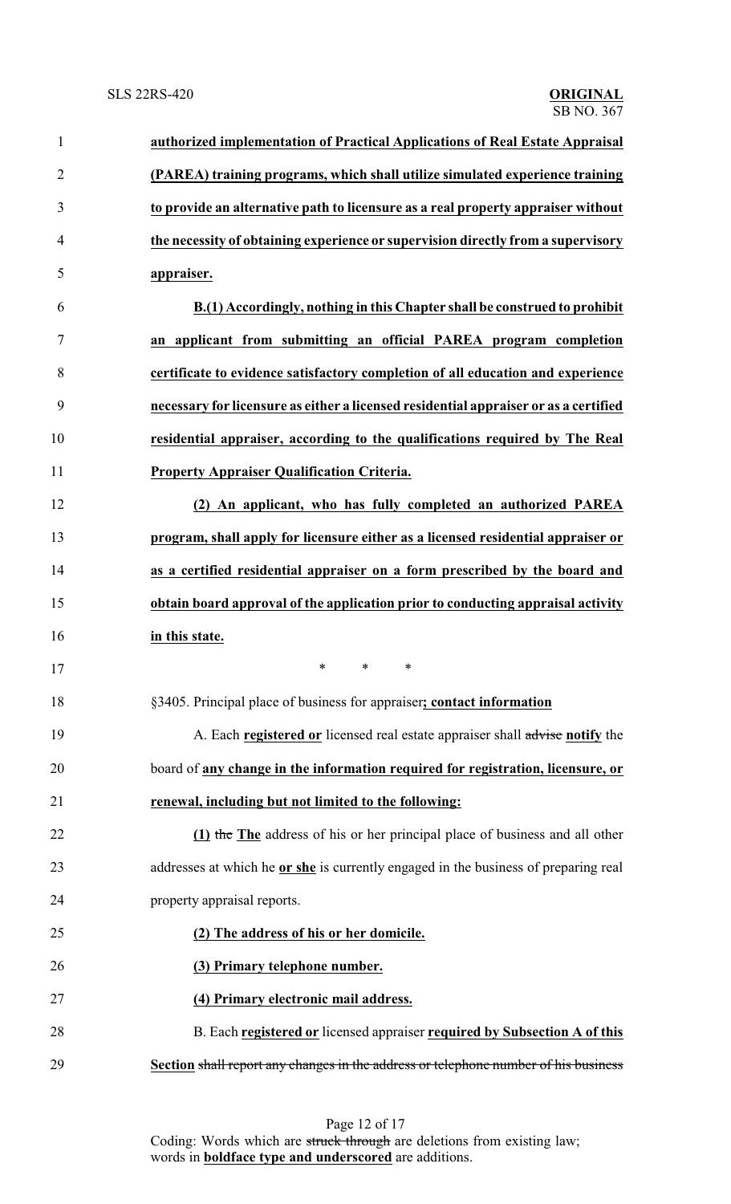**authorized implementation of Practical Applications of Real Estate Appraisal (PAREA) training programs, which shall utilize simulated experience training to provide an alternative path to licensure as a real property appraiser without the necessity of obtaining experience or supervision directly from a supervisory appraiser.**

**B.(1) Accordingly, nothing in this Chapter shall be construed to prohibit an applicant from submitting an official PAREA program completion certificate to evidence satisfactory completion of all education and experience necessary for licensure as either a licensed residential appraiser or as a certified residential appraiser, according to the qualifications required by The Real Property Appraiser Qualification Criteria.**

**(2) An applicant, who has fully completed an authorized PAREA program, shall apply for licensure either as a licensed residential appraiser or as a certified residential appraiser on a form prescribed by the board and obtain board approval of the application prior to conducting appraisal activity in this state.**

\* \* \*

§3405. Principal place of business for appraiser**; contact information**

A. Each **registered or** licensed real estate appraiser shall ~~advise~~ **notify** the board of **any change in the information required for registration, licensure, or renewal, including but not limited to the following:**

**(1)** ~~the~~ **The** address of his or her principal place of business and all other addresses at which he **or she** is currently engaged in the business of preparing real property appraisal reports.

**(2) The address of his or her domicile.**

**(3) Primary telephone number.**

**(4) Primary electronic mail address.**

B. Each **registered or** licensed appraiser **required by Subsection A of this Section** ~~shall report any changes in the address or telephone number of his business~~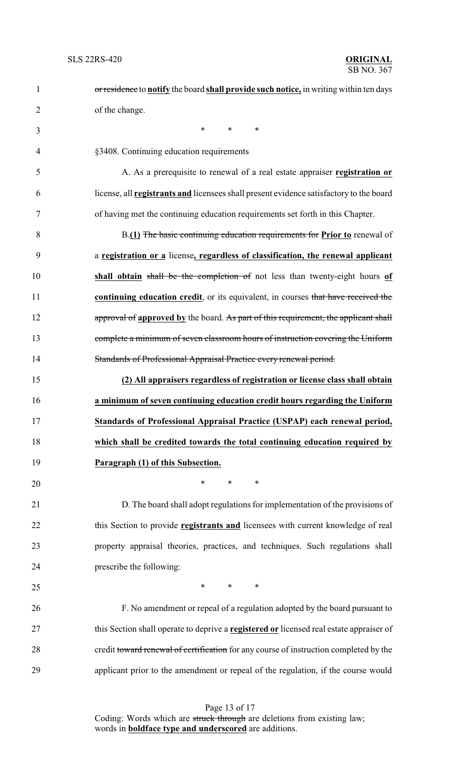~~or residence~~ to **notify** the board **shall provide such notice,** in writing within ten days of the change.

\* \* \*

§3408. Continuing education requirements

A. As a prerequisite to renewal of a real estate appraiser **registration or** license, all **registrants and** licensees shall present evidence satisfactory to the board of having met the continuing education requirements set forth in this Chapter.

B.**(1)** ~~The basic continuing education requirements for~~ **Prior to** renewal of a **registration or a** license**, regardless of classification, the renewal applicant shall obtain** ~~shall be the completion of~~ not less than twenty-eight hours **of continuing education credit**, or its equivalent, in courses ~~that have received the approval of~~ **approved by** the board. ~~As part of this requirement, the applicant shall complete a minimum of seven classroom hours of instruction covering the Uniform Standards of Professional Appraisal Practice every renewal period.~~

**(2) All appraisers regardless of registration or license class shall obtain a minimum of seven continuing education credit hours regarding the Uniform Standards of Professional Appraisal Practice (USPAP) each renewal period, which shall be credited towards the total continuing education required by Paragraph (1) of this Subsection.**

\* \* \*

D. The board shall adopt regulations for implementation of the provisions of this Section to provide **registrants and** licensees with current knowledge of real property appraisal theories, practices, and techniques. Such regulations shall prescribe the following:

\* \* \*

F. No amendment or repeal of a regulation adopted by the board pursuant to this Section shall operate to deprive a **registered or** licensed real estate appraiser of credit ~~toward renewal of certification~~ for any course of instruction completed by the applicant prior to the amendment or repeal of the regulation, if the course would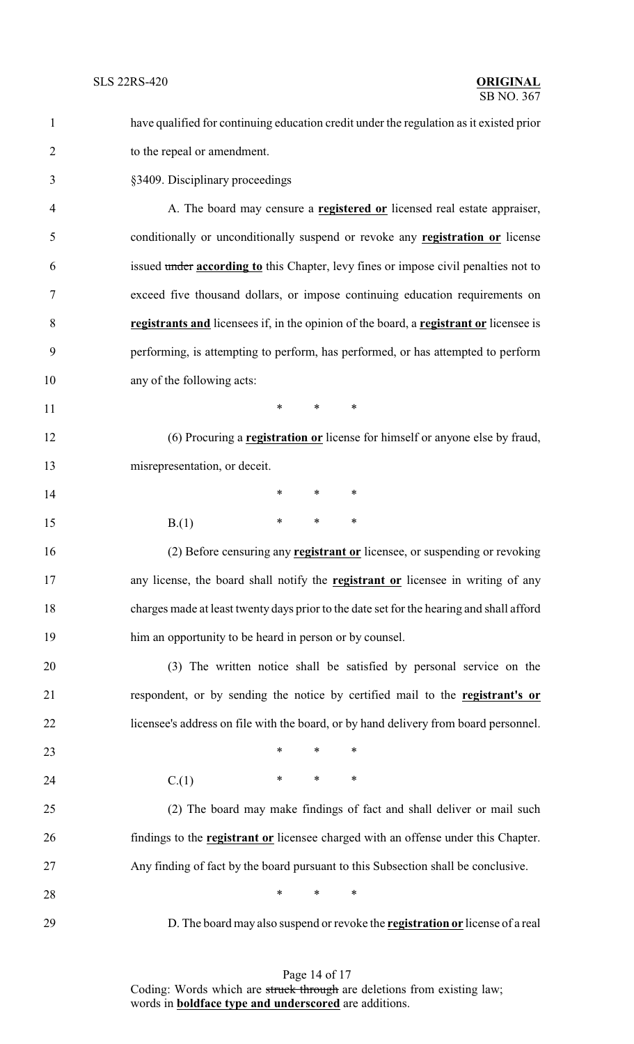have qualified for continuing education credit under the regulation as it existed prior to the repeal or amendment.

§3409. Disciplinary proceedings

A. The board may censure a **registered or** licensed real estate appraiser, conditionally or unconditionally suspend or revoke any **registration or** license issued ~~under~~ **according to** this Chapter, levy fines or impose civil penalties not to exceed five thousand dollars, or impose continuing education requirements on **registrants and** licensees if, in the opinion of the board, a **registrant or** licensee is performing, is attempting to perform, has performed, or has attempted to perform any of the following acts:

\* \* \*

(6) Procuring a **registration or** license for himself or anyone else by fraud, misrepresentation, or deceit.

\* \* \*

B.(1) \* \* \*

(2) Before censuring any **registrant or** licensee, or suspending or revoking any license, the board shall notify the **registrant or** licensee in writing of any charges made at least twenty days prior to the date set for the hearing and shall afford him an opportunity to be heard in person or by counsel.

(3) The written notice shall be satisfied by personal service on the respondent, or by sending the notice by certified mail to the **registrant's or** licensee's address on file with the board, or by hand delivery from board personnel.

\* \* \*

C.(1) \* \* \*

(2) The board may make findings of fact and shall deliver or mail such findings to the **registrant or** licensee charged with an offense under this Chapter. Any finding of fact by the board pursuant to this Subsection shall be conclusive.

\* \* \*

D. The board may also suspend or revoke the **registration or** license of a real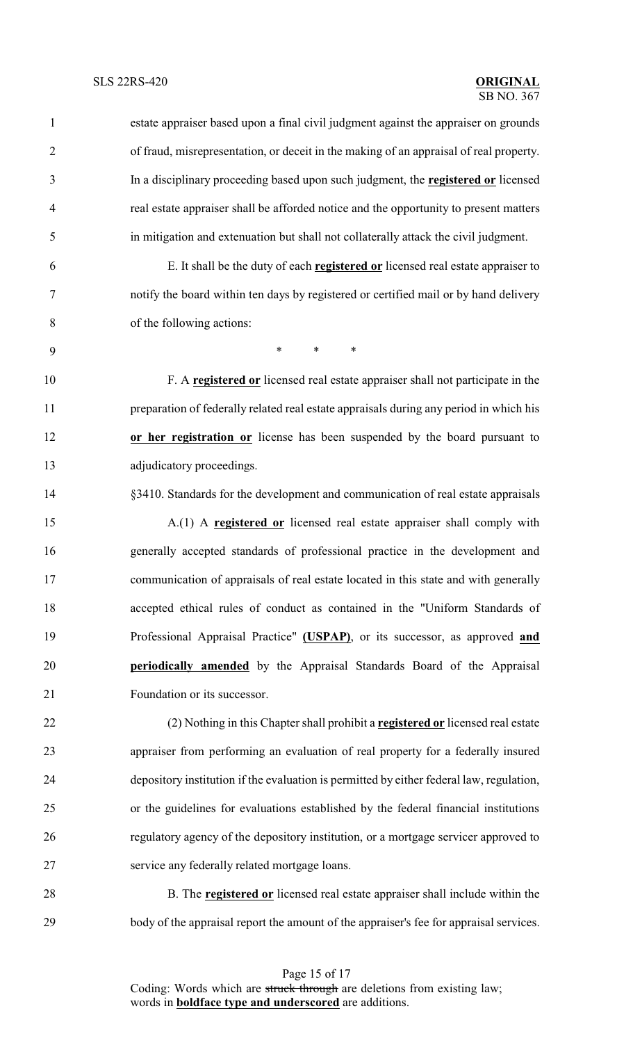estate appraiser based upon a final civil judgment against the appraiser on grounds of fraud, misrepresentation, or deceit in the making of an appraisal of real property. In a disciplinary proceeding based upon such judgment, the **registered or** licensed real estate appraiser shall be afforded notice and the opportunity to present matters in mitigation and extenuation but shall not collaterally attack the civil judgment.

E. It shall be the duty of each **registered or** licensed real estate appraiser to notify the board within ten days by registered or certified mail or by hand delivery of the following actions:

\* \* \*

F. A **registered or** licensed real estate appraiser shall not participate in the preparation of federally related real estate appraisals during any period in which his **or her registration or** license has been suspended by the board pursuant to adjudicatory proceedings.

§3410. Standards for the development and communication of real estate appraisals

A.(1) A **registered or** licensed real estate appraiser shall comply with generally accepted standards of professional practice in the development and communication of appraisals of real estate located in this state and with generally accepted ethical rules of conduct as contained in the "Uniform Standards of Professional Appraisal Practice" **(USPAP)**, or its successor, as approved **and periodically amended** by the Appraisal Standards Board of the Appraisal Foundation or its successor.

(2) Nothing in this Chapter shall prohibit a **registered or** licensed real estate appraiser from performing an evaluation of real property for a federally insured depository institution if the evaluation is permitted by either federal law, regulation, or the guidelines for evaluations established by the federal financial institutions regulatory agency of the depository institution, or a mortgage servicer approved to service any federally related mortgage loans.

B. The **registered or** licensed real estate appraiser shall include within the body of the appraisal report the amount of the appraiser's fee for appraisal services.

Coding: Words which are ~~struck through~~ are deletions from existing law; words in **boldface type and underscored** are additions.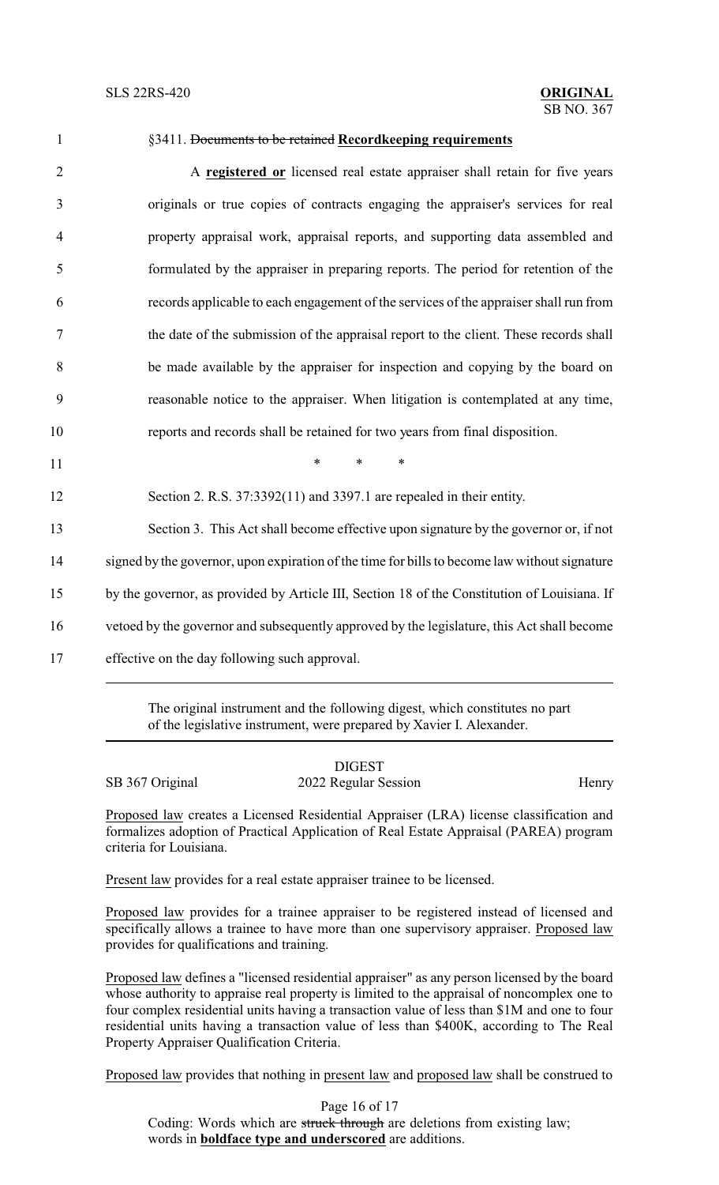§3411. ~~Documents to be retained~~ **Recordkeeping requirements**

A **registered or** licensed real estate appraiser shall retain for five years originals or true copies of contracts engaging the appraiser's services for real property appraisal work, appraisal reports, and supporting data assembled and formulated by the appraiser in preparing reports. The period for retention of the records applicable to each engagement of the services of the appraiser shall run from the date of the submission of the appraisal report to the client. These records shall be made available by the appraiser for inspection and copying by the board on reasonable notice to the appraiser. When litigation is contemplated at any time, reports and records shall be retained for two years from final disposition.

\* \* \*

Section 2. R.S. 37:3392(11) and 3397.1 are repealed in their entity.

Section 3. This Act shall become effective upon signature by the governor or, if not signed by the governor, upon expiration of the time for bills to become law without signature by the governor, as provided by Article III, Section 18 of the Constitution of Louisiana. If vetoed by the governor and subsequently approved by the legislature, this Act shall become effective on the day following such approval.

---

The original instrument and the following digest, which constitutes no part of the legislative instrument, were prepared by Xavier I. Alexander.

---

DIGEST

SB 367 Original — 2022 Regular Session — Henry

Proposed law creates a Licensed Residential Appraiser (LRA) license classification and formalizes adoption of Practical Application of Real Estate Appraisal (PAREA) program criteria for Louisiana.

Present law provides for a real estate appraiser trainee to be licensed.

Proposed law provides for a trainee appraiser to be registered instead of licensed and specifically allows a trainee to have more than one supervisory appraiser. Proposed law provides for qualifications and training.

Proposed law defines a "licensed residential appraiser" as any person licensed by the board whose authority to appraise real property is limited to the appraisal of noncomplex one to four complex residential units having a transaction value of less than $1M and one to four residential units having a transaction value of less than $400K, according to The Real Property Appraiser Qualification Criteria.

Proposed law provides that nothing in present law and proposed law shall be construed to

Coding: Words which are ~~struck through~~ are deletions from existing law; words in **boldface type and underscored** are additions.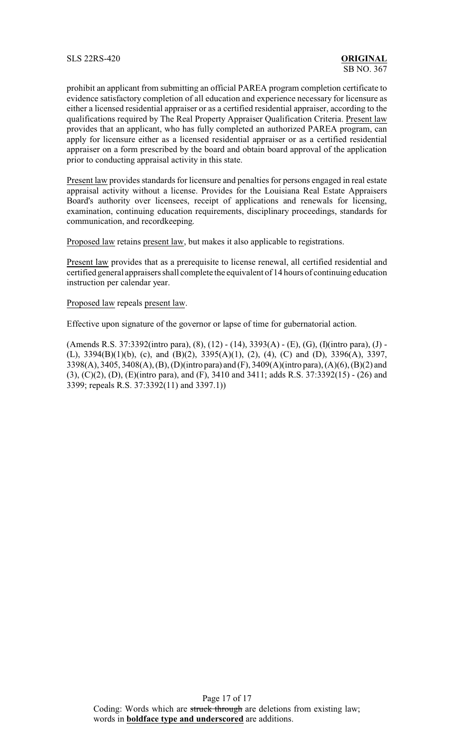prohibit an applicant from submitting an official PAREA program completion certificate to evidence satisfactory completion of all education and experience necessary for licensure as either a licensed residential appraiser or as a certified residential appraiser, according to the qualifications required by The Real Property Appraiser Qualification Criteria. Present law provides that an applicant, who has fully completed an authorized PAREA program, can apply for licensure either as a licensed residential appraiser or as a certified residential appraiser on a form prescribed by the board and obtain board approval of the application prior to conducting appraisal activity in this state.

Present law provides standards for licensure and penalties for persons engaged in real estate appraisal activity without a license. Provides for the Louisiana Real Estate Appraisers Board's authority over licensees, receipt of applications and renewals for licensing, examination, continuing education requirements, disciplinary proceedings, standards for communication, and recordkeeping.

Proposed law retains present law, but makes it also applicable to registrations.

Present law provides that as a prerequisite to license renewal, all certified residential and certified general appraisers shall complete the equivalent of 14 hours of continuing education instruction per calendar year.

Proposed law repeals present law.

Effective upon signature of the governor or lapse of time for gubernatorial action.

(Amends R.S. 37:3392(intro para), (8), (12) - (14), 3393(A) - (E), (G), (I)(intro para), (J) - (L), 3394(B)(1)(b), (c), and (B)(2), 3395(A)(1), (2), (4), (C) and (D), 3396(A), 3397, 3398(A), 3405, 3408(A), (B), (D)(intro para) and (F), 3409(A)(intro para), (A)(6), (B)(2) and (3), (C)(2), (D), (E)(intro para), and (F), 3410 and 3411; adds R.S. 37:3392(15) - (26) and 3399; repeals R.S. 37:3392(11) and 3397.1))